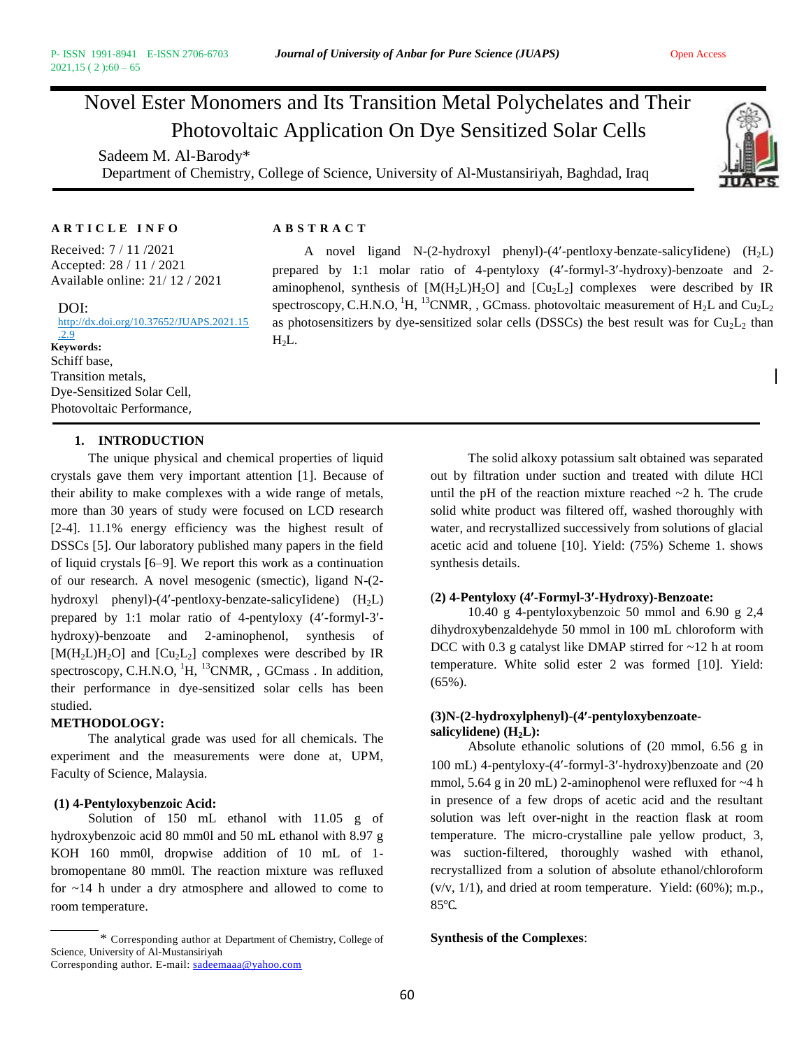# Novel Ester Monomers and Its Transition Metal Polychelates and Their Photovoltaic Application On Dye Sensitized Solar Cells

Sadeem M. Al-Barody*

Department of Chemistry, College of Science, University of Al-Mustansiriyah, Baghdad, Iraq

**ARTICLE INFO**

Received: 7 / 11 /2021
Accepted: 28 / 11 / 2021
Available online: 21/ 12 / 2021

DOI: http://dx.doi.org/10.37652/JUAPS.2021.15.2.9

**Keywords:**
Schiff base,
Transition metals,
Dye-Sensitized Solar Cell,
Photovoltaic Performance,

**ABSTRACT**

A novel ligand N-(2-hydroxyl phenyl)-(4′-pentloxy-benzate-salicyIidene) ($H_2L$) prepared by 1:1 molar ratio of 4-pentyloxy (4′-formyl-3′-hydroxy)-benzoate and 2-aminophenol, synthesis of [$M(H_2L)H_2O$] and [$Cu_2L_2$] complexes were described by IR spectroscopy, C.H.N.O, [1]H, [13]CNMR, , GCmass. photovoltaic measurement of $H_2L$ and $Cu_2L_2$ as photosensitizers by dye-sensitized solar cells (DSSCs) the best result was for $Cu_2L_2$ than $H_2L$.

## 1. INTRODUCTION

The unique physical and chemical properties of liquid crystals gave them very important attention [1]. Because of their ability to make complexes with a wide range of metals, more than 30 years of study were focused on LCD research [2-4]. 11.1% energy efficiency was the highest result of DSSCs [5]. Our laboratory published many papers in the field of liquid crystals [6–9]. We report this work as a continuation of our research. A novel mesogenic (smectic), ligand N-(2-hydroxyl phenyl)-(4′-pentloxy-benzate-salicyIidene) ($H_2L$) prepared by 1:1 molar ratio of 4-pentyloxy (4′-formyl-3′-hydroxy)-benzoate and 2-aminophenol, synthesis of [$M(H_2L)H_2O$] and [$Cu_2L_2$] complexes were described by IR spectroscopy, C.H.N.O, [1]H, [13]CNMR, , GCmass . In addition, their performance in dye-sensitized solar cells has been studied.

## METHODOLOGY:

The analytical grade was used for all chemicals. The experiment and the measurements were done at, UPM, Faculty of Science, Malaysia.

### (1) 4-Pentyloxybenzoic Acid:

Solution of 150 mL ethanol with 11.05 g of hydroxybenzoic acid 80 mm0l and 50 mL ethanol with 8.97 g KOH 160 mm0l, dropwise addition of 10 mL of 1-bromopentane 80 mm0l. The reaction mixture was refluxed for ~14 h under a dry atmosphere and allowed to come to room temperature.

The solid alkoxy potassium salt obtained was separated out by filtration under suction and treated with dilute HCl until the pH of the reaction mixture reached ~2 h. The crude solid white product was filtered off, washed thoroughly with water, and recrystallized successively from solutions of glacial acetic acid and toluene [10]. Yield: (75%) Scheme 1. shows synthesis details.

### (2) 4-Pentyloxy (4′-Formyl-3′-Hydroxy)-Benzoate:

10.40 g 4-pentyloxybenzoic 50 mmol and 6.90 g 2,4 dihydroxybenzaldehyde 50 mmol in 100 mL chloroform with DCC with 0.3 g catalyst like DMAP stirred for ~12 h at room temperature. White solid ester 2 was formed [10]. Yield: (65%).

### (3)N-(2-hydroxylphenyl)-(4′-pentyloxybenzoate-salicylidene) ($H_2L$):

Absolute ethanolic solutions of (20 mmol, 6.56 g in 100 mL) 4-pentyloxy-(4′-formyl-3′-hydroxy)benzoate and (20 mmol, 5.64 g in 20 mL) 2-aminophenol were refluxed for ~4 h in presence of a few drops of acetic acid and the resultant solution was left over-night in the reaction flask at room temperature. The micro-crystalline pale yellow product, 3, was suction-filtered, thoroughly washed with ethanol, recrystallized from a solution of absolute ethanol/chloroform (v/v, 1/1), and dried at room temperature. Yield: (60%); m.p., 85℃.

**Synthesis of the Complexes**:

---

\* Corresponding author at Department of Chemistry, College of Science, University of Al-Mustansiriyah
Corresponding author. E-mail: sadeemaaa@yahoo.com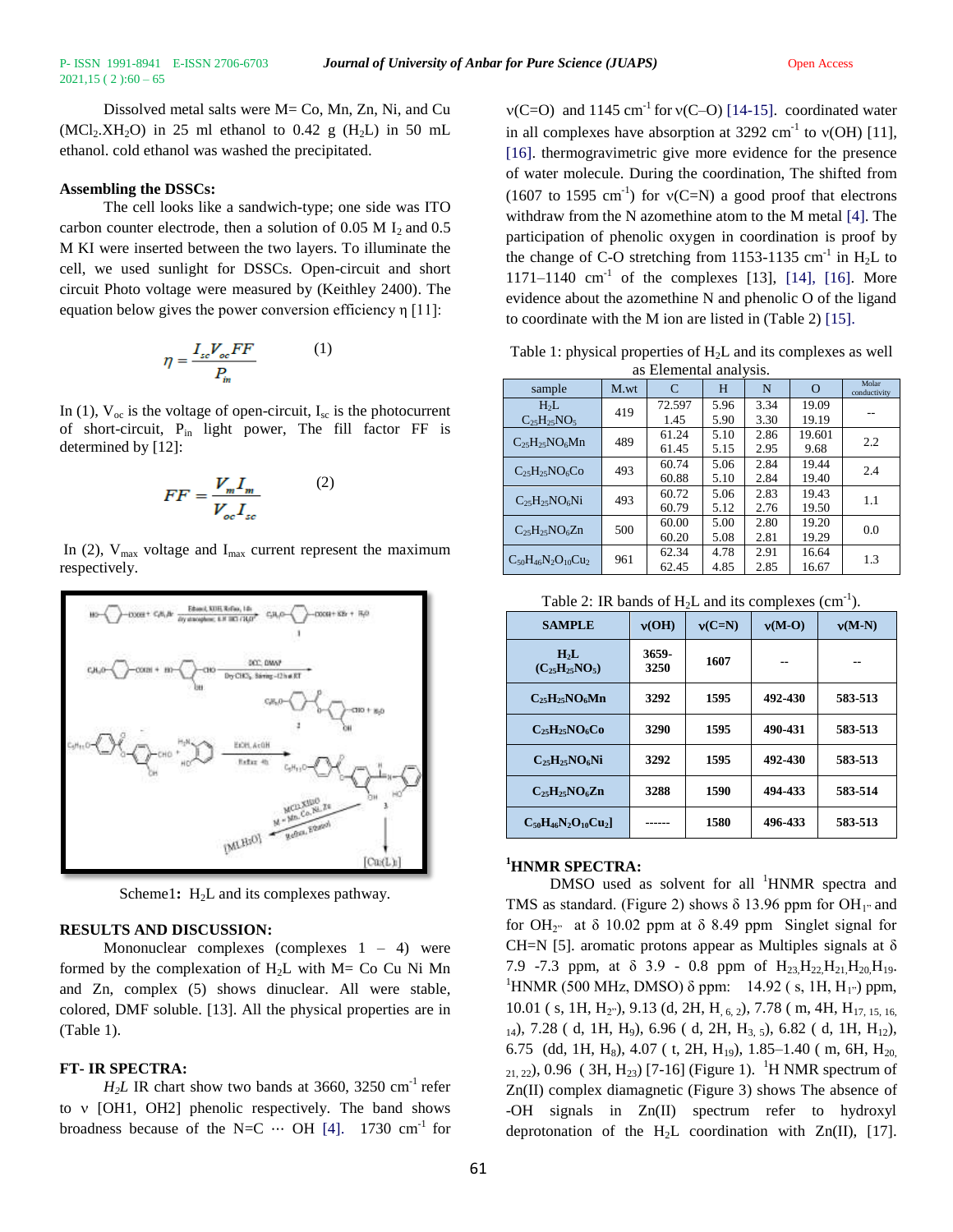Dissolved metal salts were M= Co, Mn, Zn, Ni, and Cu ($MCl_2.XH_2O$) in 25 ml ethanol to 0.42 g ($H_2L$) in 50 mL ethanol. cold ethanol was washed the precipitated.

**Assembling the DSSCs:**

The cell looks like a sandwich-type; one side was ITO carbon counter electrode, then a solution of 0.05 M $I_2$ and 0.5 M KI were inserted between the two layers. To illuminate the cell, we used sunlight for DSSCs. Open-circuit and short circuit Photo voltage were measured by (Keithley 2400). The equation below gives the power conversion efficiency η [11]:

$$\eta = \frac{I_{sc} V_{oc} FF}{P_{in}} \qquad (1)$$

In (1), $V_{oc}$ is the voltage of open-circuit, $I_{sc}$ is the photocurrent of short-circuit, $P_{in}$ light power, The fill factor FF is determined by [12]:

$$FF = \frac{V_m I_m}{V_{oc} I_{sc}} \qquad (2)$$

In (2), $V_{max}$ voltage and $I_{max}$ current represent the maximum respectively.

Scheme1**:** $H_2L$ and its complexes pathway.

**RESULTS AND DISCUSSION:**

Mononuclear complexes (complexes 1 – 4) were formed by the complexation of $H_2L$ with M= Co Cu Ni Mn and Zn, complex (5) shows dinuclear. All were stable, colored, DMF soluble. [13]. All the physical properties are in (Table 1).

**FT- IR SPECTRA:**

*$H_2L$* IR chart show two bands at 3660, 3250 $cm^{-1}$ refer to ν [OH1, OH2] phenolic respectively. The band shows broadness because of the N=C ··· OH [4]. 1730 $cm^{-1}$ for ν(C=O) and 1145 $cm^{-1}$ for ν(C–O) [14-15]. coordinated water in all complexes have absorption at 3292 $cm^{-1}$ to ν(OH) [11], [16]. thermogravimetric give more evidence for the presence of water molecule. During the coordination, The shifted from (1607 to 1595 $cm^{-1}$) for ν(C=N) a good proof that electrons withdraw from the N azomethine atom to the M metal [4]. The participation of phenolic oxygen in coordination is proof by the change of C-O stretching from 1153-1135 $cm^{-1}$ in $H_2L$ to 1171–1140 $cm^{-1}$ of the complexes [13], [14], [16]. More evidence about the azomethine N and phenolic O of the ligand to coordinate with the M ion are listed in (Table 2) [15].

Table 1: physical properties of $H_2L$ and its complexes as well as Elemental analysis.

| sample | M.wt | C | H | N | O | Molar conductivity |
|---|---|---|---|---|---|---|
| $H_2L$ $C_{25}H_{25}NO_5$ | 419 | 72.597 1.45 | 5.96 5.90 | 3.34 3.30 | 19.09 19.19 | -- |
| $C_{25}H_{25}NO_6Mn$ | 489 | 61.24 61.45 | 5.10 5.15 | 2.86 2.95 | 19.601 9.68 | 2.2 |
| $C_{25}H_{25}NO_6Co$ | 493 | 60.74 60.88 | 5.06 5.10 | 2.84 2.84 | 19.44 19.40 | 2.4 |
| $C_{25}H_{25}NO_6Ni$ | 493 | 60.72 60.79 | 5.06 5.12 | 2.83 2.76 | 19.43 19.50 | 1.1 |
| $C_{25}H_{25}NO_6Zn$ | 500 | 60.00 60.20 | 5.00 5.08 | 2.80 2.81 | 19.20 19.29 | 0.0 |
| $C_{50}H_{46}N_2O_{10}Cu_2$ | 961 | 62.34 62.45 | 4.78 4.85 | 2.91 2.85 | 16.64 16.67 | 1.3 |

Table 2: IR bands of $H_2L$ and its complexes ($cm^{-1}$).

| SAMPLE | ν(OH) | ν(C=N) | ν(M-O) | ν(M-N) |
|---|---|---|---|---|
| **$H_2L$ ($C_{25}H_{25}NO_5$)** | **3659-3250** | **1607** | **--** | **--** |
| **$C_{25}H_{25}NO_6Mn$** | **3292** | **1595** | **492-430** | **583-513** |
| **$C_{25}H_{25}NO_6Co$** | **3290** | **1595** | **490-431** | **583-513** |
| **$C_{25}H_{25}NO_6Ni$** | **3292** | **1595** | **492-430** | **583-513** |
| **$C_{25}H_{25}NO_6Zn$** | **3288** | **1590** | **494-433** | **583-514** |
| **$C_{50}H_{46}N_2O_{10}Cu_2$]** | **------** | **1580** | **496-433** | **583-513** |

**[1]HNMR SPECTRA:**

DMSO used as solvent for all [1]HNMR spectra and TMS as standard. (Figure 2) shows δ 13.96 ppm for $OH_{1''}$ and for $OH_{2''}$ at δ 10.02 ppm at δ 8.49 ppm Singlet signal for CH=N [5]. aromatic protons appear as Multiples signals at δ 7.9 -7.3 ppm, at δ 3.9 - 0.8 ppm of $H_{23,}H_{22,}H_{21,}H_{20,}H_{19}$. [1]HNMR (500 MHz, DMSO) δ ppm: 14.92 ( s, 1H, $H_{1''}$) ppm, 10.01 ( s, 1H, $H_{2''}$), 9.13 (d, 2H, $H_{, 6, 2}$), 7.78 ( m, 4H, $H_{17, 15, 16, 14}$), 7.28 ( d, 1H, $H_9$), 6.96 ( d, 2H, $H_{3, 5}$), 6.82 ( d, 1H, $H_{12}$), 6.75 (dd, 1H, $H_8$), 4.07 ( t, 2H, $H_{19}$), 1.85–1.40 ( m, 6H, $H_{20, 21, 22}$), 0.96 ( 3H, $H_{23}$) [7-16] (Figure 1). [1]H NMR spectrum of Zn(II) complex diamagnetic (Figure 3) shows The absence of -OH signals in Zn(II) spectrum refer to hydroxyl deprotonation of the $H_2L$ coordination with Zn(II), [17].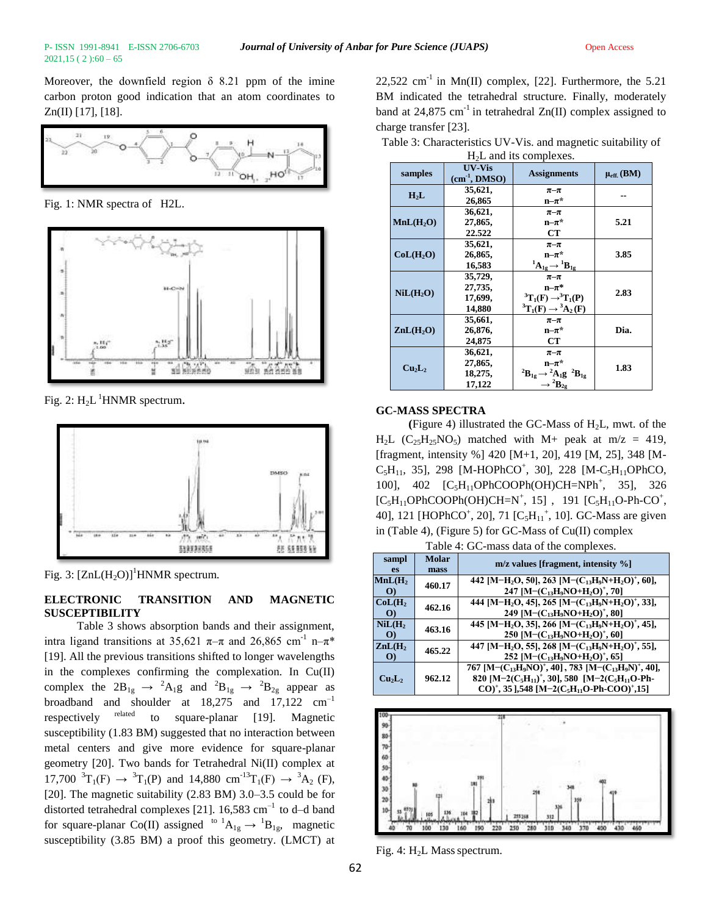Moreover, the downfield region δ 8.21 ppm of the imine carbon proton good indication that an atom coordinates to Zn(II) [17], [18].

Fig. 1: NMR spectra of H2L.

Fig. 2: $H_2L$ $^1$HNMR spectrum.

Fig. 3: $[ZnL(H_2O)]$ $^1$HNMR spectrum.

## ELECTRONIC TRANSITION AND MAGNETIC SUSCEPTIBILITY

Table 3 shows absorption bands and their assignment, intra ligand transitions at 35,621 π–π and 26,865 $cm^{-1}$ n–π* [19]. All the previous transitions shifted to longer wavelengths in the complexes confirming the complexation. In Cu(II) complex the $2B_{1g} \rightarrow {}^2A_{1}g$ and ${}^2B_{1g} \rightarrow {}^2B_{2g}$ appear as broadband and shoulder at 18,275 and 17,122 $cm^{-1}$ respectively related to square-planar [19]. Magnetic susceptibility (1.83 BM) suggested that no interaction between metal centers and give more evidence for square-planar geometry [20]. Two bands for Tetrahedral Ni(II) complex at 17,700 ${}^3T_1(F) \rightarrow {}^3T_1(P)$ and 14,880 $cm^{-1}$ ${}^3T_1(F) \rightarrow {}^3A_2$ (F), [20]. The magnetic suitability (2.83 BM) 3.0–3.5 could be for distorted tetrahedral complexes [21]. 16,583 $cm^{-1}$ to d–d band for square-planar Co(II) assigned to ${}^1A_{1g} \rightarrow {}^1B_{1g}$, magnetic susceptibility (3.85 BM) a proof this geometry. (LMCT) at 22,522 $cm^{-1}$ in Mn(II) complex, [22]. Furthermore, the 5.21 BM indicated the tetrahedral structure. Finally, moderately band at 24,875 $cm^{-1}$ in tetrahedral Zn(II) complex assigned to charge transfer [23].

Table 3: Characteristics UV-Vis. and magnetic suitability of $H_2L$ and its complexes.

| samples | UV-Vis ($cm^{-1}$, DMSO) | Assignments | $\mu_{eff.}$ (BM) |
|---|---|---|---|
| $H_2L$ | 35,621, 26,865 | π–π, n–π* | -- |
| $MnL(H_2O)$ | 36,621, 27,865, 22.522 | π–π, n–π*, CT | 5.21 |
| $CoL(H_2O)$ | 35,621, 26,865, 16,583 | π–π, n–π*, ${}^1A_{1g} \rightarrow {}^1B_{1g}$ | 3.85 |
| $NiL(H_2O)$ | 35,729, 27,735, 17,699, 14,880 | π–π, n–π*, ${}^3T_1(F) \rightarrow {}^3T_1(P)$, ${}^3T_1(F) \rightarrow {}^3A_2(F)$ | 2.83 |
| $ZnL(H_2O)$ | 35,661, 26,876, 24,875 | π–π, n–π*, CT | Dia. |
| $Cu_2L_2$ | 36,621, 27,865, 18,275, 17,122 | π–π, n–π*, ${}^2B_{1g} \rightarrow {}^2A_{1}g$ ${}^2B_{1g} \rightarrow {}^2B_{2g}$ | 1.83 |

## GC-MASS SPECTRA

(Figure 4) illustrated the GC-Mass of $H_2L$, mwt. of the $H_2L$ ($C_{25}H_{25}NO_5$) matched with M+ peak at m/z = 419, [fragment, intensity %] 420 [M+1, 20], 419 [M, 25], 348 [M-$C_5H_{11}$, 35], 298 [M-HOPhCO$^+$, 30], 228 [M-$C_5H_{11}$OPhCO, 100], 402 [$C_5H_{11}$OPhCOOPh(OH)CH=NPh$^+$, 35], 326 [$C_5H_{11}$OPhCOOPh(OH)CH=N$^+$, 15] , 191 [$C_5H_{11}$O-Ph-CO$^+$, 40], 121 [HOPhCO$^+$, 20], 71 [$C_5H_{11}^+$, 10]. GC-Mass are given in (Table 4), (Figure 5) for GC-Mass of Cu(II) complex

Table 4: GC-mass data of the complexes.

| samples | Molar mass | m/z values [fragment, intensity %] |
|---|---|---|
| $MnL(H_2O)$ | 460.17 | 442 [M−$H_2O$, 50], 263 [M−($C_{13}H_9N+H_2O$)$^+$, 60], 247 [M−($C_{13}H_9NO+H_2O$)$^+$, 70] |
| $CoL(H_2O)$ | 462.16 | 444 [M−$H_2O$, 45], 265 [M−($C_{13}H_9N+H_2O$)$^+$, 33], 249 [M−($C_{13}H_9NO+H_2O$)$^+$, 80] |
| $NiL(H_2O)$ | 463.16 | 445 [M−$H_2O$, 35], 266 [M−($C_{13}H_9N+H_2O$)$^+$, 45], 250 [M−($C_{13}H_9NO+H_2O$)$^+$, 60] |
| $ZnL(H_2O)$ | 465.22 | 447 [M−$H_2O$, 55], 268 [M−($C_{13}H_9N+H_2O$)$^+$, 55], 252 [M−($C_{13}H_9NO+H_2O$)$^+$, 65] |
| $Cu_2L_2$ | 962.12 | 767 [M−($C_{13}H_9NO$)$^+$, 40] , 783 [M−($C_{13}H_9N$)$^+$, 40], 820 [M−2($C_5H_{11}$)$^+$, 30], 580 [M−2($C_5H_{11}$O-Ph-CO)$^+$, 35 ],548 [M−2($C_5H_{11}$O-Ph-COO)$^+$,15] |

Fig. 4: $H_2L$ Mass spectrum.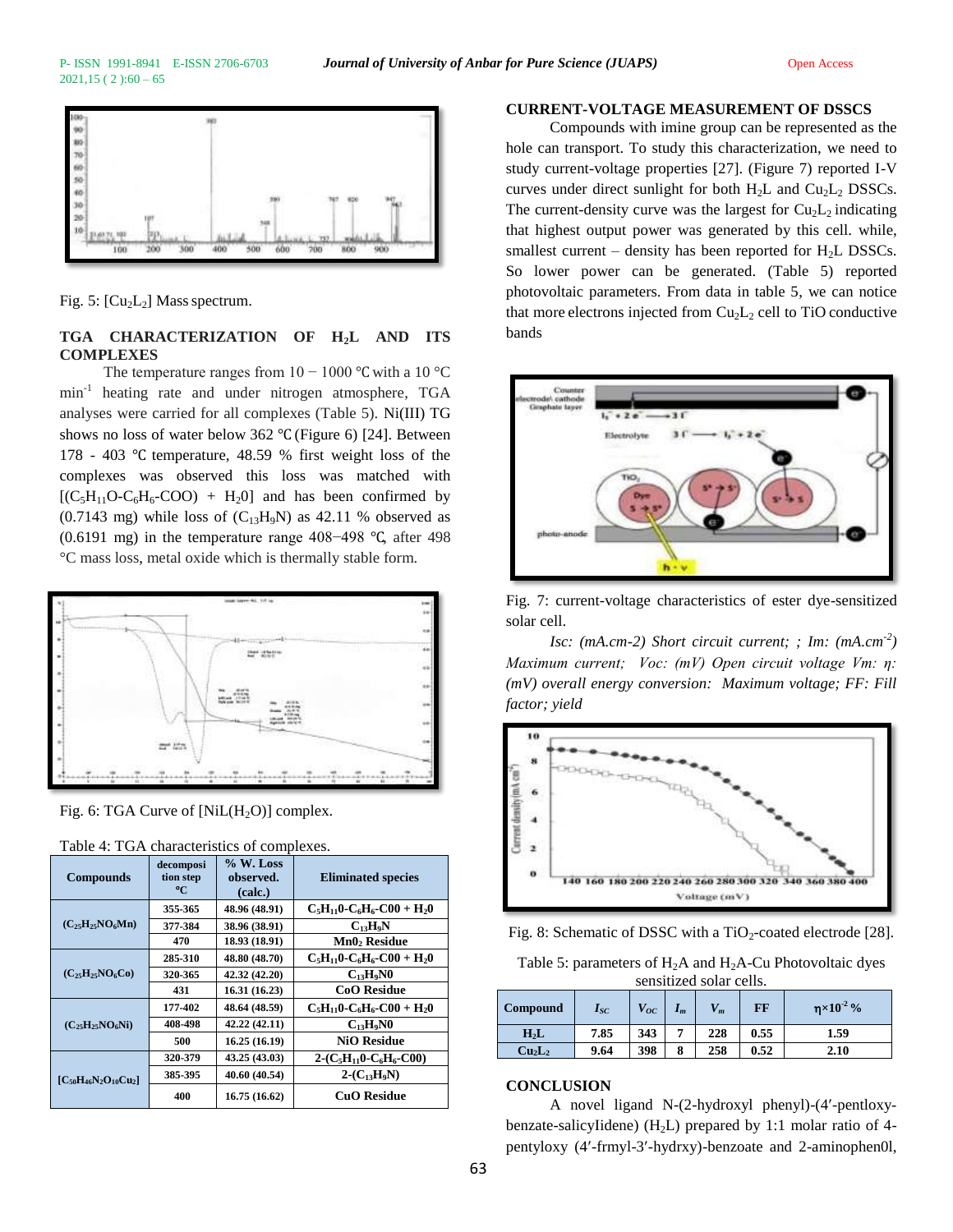Fig. 5: $[Cu_2L_2]$ Mass spectrum.

## TGA CHARACTERIZATION OF $H_2L$ AND ITS COMPLEXES

The temperature ranges from 10 − 1000 ℃ with a 10 °C min[-1] heating rate and under nitrogen atmosphere, TGA analyses were carried for all complexes (Table 5). Ni(III) TG shows no loss of water below 362 ℃ (Figure 6) [24]. Between 178 - 403 ℃ temperature, 48.59 % first weight loss of the complexes was observed this loss was matched with $[(C_5H_{11}O\text{-}C_6H_6\text{-}COO) + H_20]$ and has been confirmed by (0.7143 mg) while loss of $(C_{13}H_9N)$ as 42.11 % observed as (0.6191 mg) in the temperature range 408−498 ℃, after 498 °C mass loss, metal oxide which is thermally stable form.

Fig. 6: TGA Curve of $[NiL(H_2O)]$ complex.

Table 4: TGA characteristics of complexes.

| Compounds | decomposition step °C | % W. Loss observed. (calc.) | Eliminated species |
|---|---|---|---|
| $(C_{25}H_{25}NO_6Mn)$ | 355-365 | 48.96 (48.91) | $C_5H_{11}0\text{-}C_6H_6\text{-}C00 + H_20$ |
| | 377-384 | 38.96 (38.91) | $C_{13}H_9N$ |
| | 470 | 18.93 (18.91) | $Mn0_2$ Residue |
| $(C_{25}H_{25}NO_6Co)$ | 285-310 | 48.80 (48.70) | $C_5H_{11}0\text{-}C_6H_6\text{-}C00 + H_20$ |
| | 320-365 | 42.32 (42.20) | $C_{13}H_9N0$ |
| | 431 | 16.31 (16.23) | CoO Residue |
| $(C_{25}H_{25}NO_6Ni)$ | 177-402 | 48.64 (48.59) | $C_5H_{11}0\text{-}C_6H_6\text{-}C00 + H_20$ |
| | 408-498 | 42.22 (42.11) | $C_{13}H_9N0$ |
| | 500 | 16.25 (16.19) | NiO Residue |
| $[C_{50}H_{46}N_2O_{10}Cu_2]$ | 320-379 | 43.25 (43.03) | $2\text{-}(C_5H_{11}0\text{-}C_6H_6\text{-}C00)$ |
| | 385-395 | 40.60 (40.54) | $2\text{-}(C_{13}H_9N)$ |
| | 400 | 16.75 (16.62) | CuO Residue |

## CURRENT-VOLTAGE MEASUREMENT OF DSSCS

Compounds with imine group can be represented as the hole can transport. To study this characterization, we need to study current-voltage properties [27]. (Figure 7) reported I-V curves under direct sunlight for both $H_2L$ and $Cu_2L_2$ DSSCs. The current-density curve was the largest for $Cu_2L_2$ indicating that highest output power was generated by this cell. while, smallest current – density has been reported for $H_2L$ DSSCs. So lower power can be generated. (Table 5) reported photovoltaic parameters. From data in table 5, we can notice that more electrons injected from $Cu_2L_2$ cell to TiO conductive bands

Fig. 7: current-voltage characteristics of ester dye-sensitized solar cell.

*Isc: (mA.cm-2) Short circuit current; ; Im: (mA.cm[-2]) Maximum current; Voc: (mV) Open circuit voltage Vm: η: (mV) overall energy conversion: Maximum voltage; FF: Fill factor; yield*

Fig. 8: Schematic of DSSC with a $TiO_2$-coated electrode [28].

Table 5: parameters of $H_2A$ and $H_2A$-Cu Photovoltaic dyes sensitized solar cells.

| Compound | $I_{SC}$ | $V_{OC}$ | $I_m$ | $V_m$ | FF | $\eta \times 10^{-2}$ % |
|---|---|---|---|---|---|---|
| $H_2L$ | 7.85 | 343 | 7 | 228 | 0.55 | 1.59 |
| $Cu_2L_2$ | 9.64 | 398 | 8 | 258 | 0.52 | 2.10 |

## CONCLUSION

A novel ligand N-(2-hydroxyl phenyl)-(4′-pentloxy-benzate-salicylidene) ($H_2L$) prepared by 1:1 molar ratio of 4-pentyloxy (4′-frmyl-3′-hydrxy)-benzoate and 2-aminophen0l,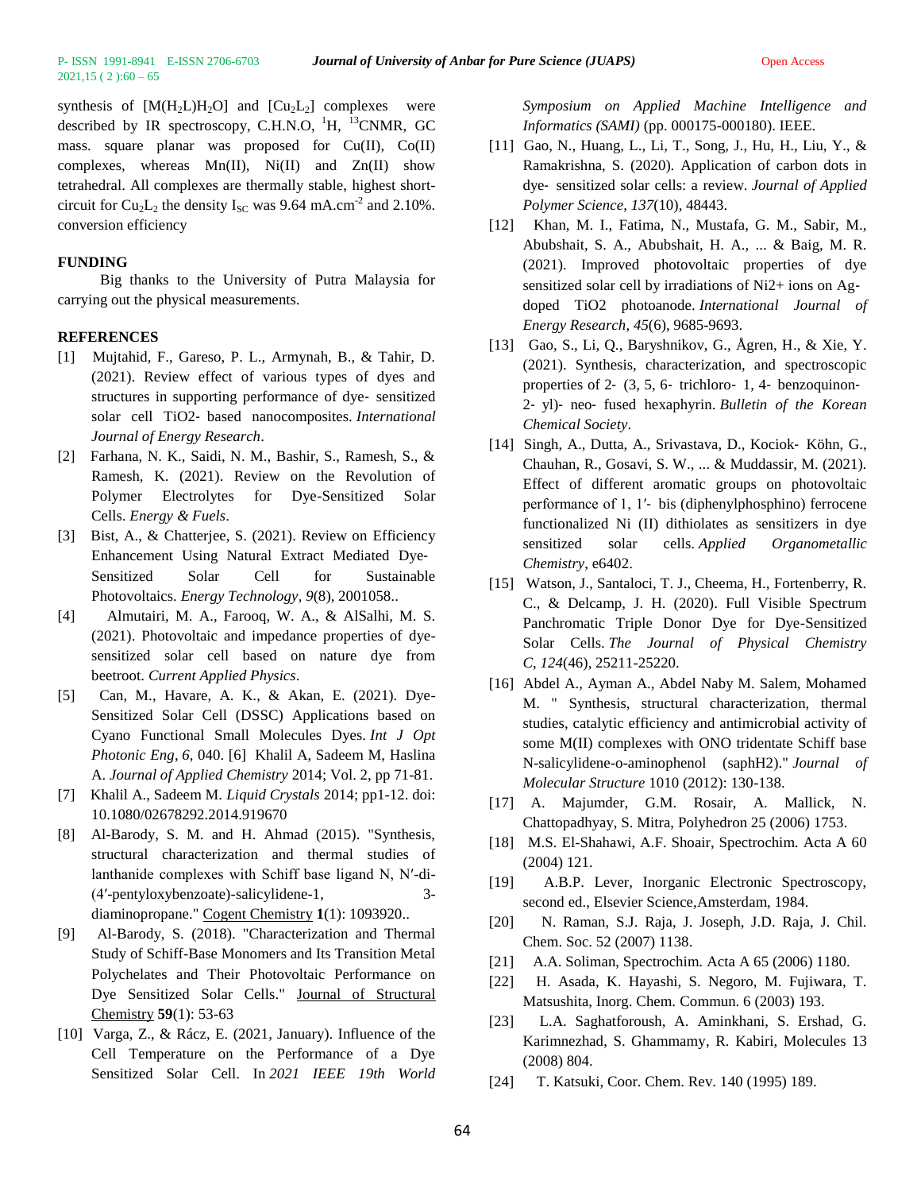synthesis of $[M(H_2L)H_2O]$ and $[Cu_2L_2]$ complexes were described by IR spectroscopy, C.H.N.O, $^1H$, $^{13}$CNMR, GC mass. square planar was proposed for Cu(II), Co(II) complexes, whereas Mn(II), Ni(II) and Zn(II) show tetrahedral. All complexes are thermally stable, highest short-circuit for $Cu_2L_2$ the density $I_{SC}$ was 9.64 mA.cm$^{-2}$ and 2.10%. conversion efficiency

## FUNDING

Big thanks to the University of Putra Malaysia for carrying out the physical measurements.

## REFERENCES

[1] Mujtahid, F., Gareso, P. L., Armynah, B., & Tahir, D. (2021). Review effect of various types of dyes and structures in supporting performance of dye‐ sensitized solar cell TiO2‐ based nanocomposites. *International Journal of Energy Research*.

[2] Farhana, N. K., Saidi, N. M., Bashir, S., Ramesh, S., & Ramesh, K. (2021). Review on the Revolution of Polymer Electrolytes for Dye-Sensitized Solar Cells. *Energy & Fuels*.

[3] Bist, A., & Chatterjee, S. (2021). Review on Efficiency Enhancement Using Natural Extract Mediated Dye‐Sensitized Solar Cell for Sustainable Photovoltaics. *Energy Technology*, *9*(8), 2001058..

[4] Almutairi, M. A., Farooq, W. A., & AlSalhi, M. S. (2021). Photovoltaic and impedance properties of dye-sensitized solar cell based on nature dye from beetroot. *Current Applied Physics*.

[5] Can, M., Havare, A. K., & Akan, E. (2021). Dye-Sensitized Solar Cell (DSSC) Applications based on Cyano Functional Small Molecules Dyes. *Int J Opt Photonic Eng*, *6*, 040. [6] Khalil A, Sadeem M, Haslina A. *Journal of Applied Chemistry* 2014; Vol. 2, pp 71-81.

[7] Khalil A., Sadeem M. *Liquid Crystals* 2014; pp1-12. doi: 10.1080/02678292.2014.919670

[8] Al-Barody, S. M. and H. Ahmad (2015). "Synthesis, structural characterization and thermal studies of lanthanide complexes with Schiff base ligand N, N′-di-(4′-pentyloxybenzoate)-salicylidene-1, 3-diaminopropane." Cogent Chemistry **1**(1): 1093920..

[9] Al-Barody, S. (2018). "Characterization and Thermal Study of Schiff-Base Monomers and Its Transition Metal Polychelates and Their Photovoltaic Performance on Dye Sensitized Solar Cells." Journal of Structural Chemistry **59**(1): 53-63

[10] Varga, Z., & Rácz, E. (2021, January). Influence of the Cell Temperature on the Performance of a Dye Sensitized Solar Cell. In *2021 IEEE 19th World Symposium on Applied Machine Intelligence and Informatics (SAMI)* (pp. 000175-000180). IEEE.

[11] Gao, N., Huang, L., Li, T., Song, J., Hu, H., Liu, Y., & Ramakrishna, S. (2020). Application of carbon dots in dye‐ sensitized solar cells: a review. *Journal of Applied Polymer Science*, *137*(10), 48443.

[12] Khan, M. I., Fatima, N., Mustafa, G. M., Sabir, M., Abubshait, S. A., Abubshait, H. A., ... & Baig, M. R. (2021). Improved photovoltaic properties of dye sensitized solar cell by irradiations of Ni2+ ions on Ag‐doped TiO2 photoanode. *International Journal of Energy Research*, *45*(6), 9685-9693.

[13] Gao, S., Li, Q., Baryshnikov, G., Ågren, H., & Xie, Y. (2021). Synthesis, characterization, and spectroscopic properties of 2‐ (3, 5, 6‐ trichloro‐ 1, 4‐ benzoquinon‐2‐ yl)‐ neo‐ fused hexaphyrin. *Bulletin of the Korean Chemical Society*.

[14] Singh, A., Dutta, A., Srivastava, D., Kociok‐ Köhn, G., Chauhan, R., Gosavi, S. W., ... & Muddassir, M. (2021). Effect of different aromatic groups on photovoltaic performance of 1, 1′‐ bis (diphenylphosphino) ferrocene functionalized Ni (II) dithiolates as sensitizers in dye sensitized solar cells. *Applied Organometallic Chemistry*, e6402.

[15] Watson, J., Santaloci, T. J., Cheema, H., Fortenberry, R. C., & Delcamp, J. H. (2020). Full Visible Spectrum Panchromatic Triple Donor Dye for Dye-Sensitized Solar Cells. *The Journal of Physical Chemistry C*, *124*(46), 25211-25220.

[16] Abdel A., Ayman A., Abdel Naby M. Salem, Mohamed M. " Synthesis, structural characterization, thermal studies, catalytic efficiency and antimicrobial activity of some M(II) complexes with ONO tridentate Schiff base N-salicylidene-o-aminophenol (saphH2)." *Journal of Molecular Structure* 1010 (2012): 130-138.

[17] A. Majumder, G.M. Rosair, A. Mallick, N. Chattopadhyay, S. Mitra, Polyhedron 25 (2006) 1753.

[18] M.S. El-Shahawi, A.F. Shoair, Spectrochim. Acta A 60 (2004) 121.

[19] A.B.P. Lever, Inorganic Electronic Spectroscopy, second ed., Elsevier Science,Amsterdam, 1984.

[20] N. Raman, S.J. Raja, J. Joseph, J.D. Raja, J. Chil. Chem. Soc. 52 (2007) 1138.

[21] A.A. Soliman, Spectrochim. Acta A 65 (2006) 1180.

[22] H. Asada, K. Hayashi, S. Negoro, M. Fujiwara, T. Matsushita, Inorg. Chem. Commun. 6 (2003) 193.

[23] L.A. Saghatforoush, A. Aminkhani, S. Ershad, G. Karimnezhad, S. Ghammamy, R. Kabiri, Molecules 13 (2008) 804.

[24] T. Katsuki, Coor. Chem. Rev. 140 (1995) 189.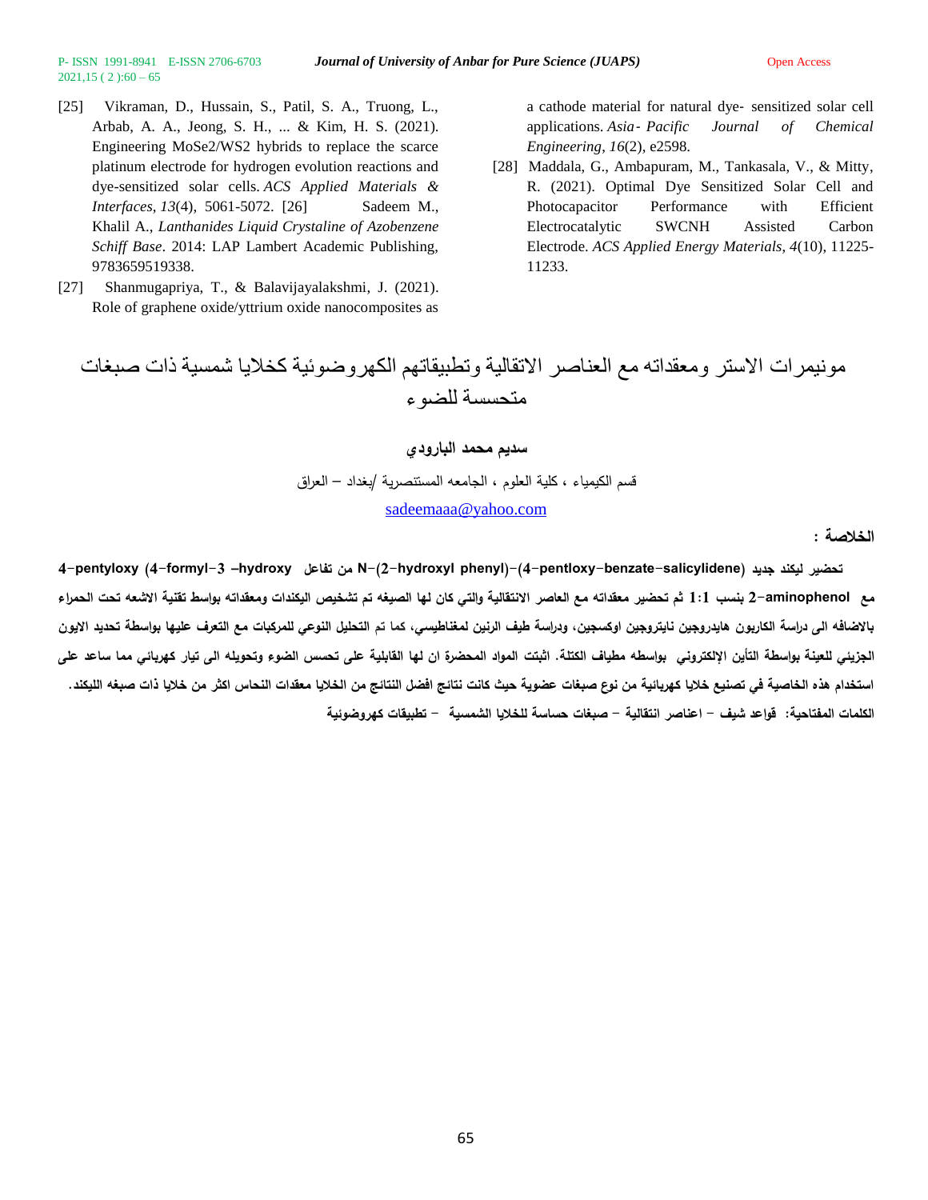[25] Vikraman, D., Hussain, S., Patil, S. A., Truong, L., Arbab, A. A., Jeong, S. H., ... & Kim, H. S. (2021). Engineering MoSe2/WS2 hybrids to replace the scarce platinum electrode for hydrogen evolution reactions and dye-sensitized solar cells. *ACS Applied Materials & Interfaces*, *13*(4), 5061-5072. [26] Sadeem M., Khalil A., *Lanthanides Liquid Crystaline of Azobenzene Schiff Base*. 2014: LAP Lambert Academic Publishing, 9783659519338.

[27] Shanmugapriya, T., & Balavijayalakshmi, J. (2021). Role of graphene oxide/yttrium oxide nanocomposites as a cathode material for natural dye‐ sensitized solar cell applications. *Asia‐ Pacific Journal of Chemical Engineering*, *16*(2), e2598.

[28] Maddala, G., Ambapuram, M., Tankasala, V., & Mitty, R. (2021). Optimal Dye Sensitized Solar Cell and Photocapacitor Performance with Efficient Electrocatalytic SWCNH Assisted Carbon Electrode. *ACS Applied Energy Materials*, *4*(10), 11225-11233.

# مونيمرات الاستر ومعقداته مع العناصر الانتقالية وتطبيقاتهم الكهروضوئية كخلايا شمسية ذات صبغات متحسسة للضوء

**سديم محمد البارودي**

قسم الكيمياء ، كلية العلوم ، الجامعه المستنصرية /بغداد – العراق

sadeemaaa@yahoo.com

**الخلاصة :**

**تحضير ليكند جديد N−(2−hydroxyl phenyl)−(4−pentloxy−benzate−salicylidene) من تفاعل 4−pentyloxy (4−formyl−3 –hydroxy مع 2−aminophenol بنسب 1:1 ثم تحضير معقداته مع العاصر الانتقالية والتي كان لها الصيغه تم تشخيص اليكندات ومعقداته بواسط تقنية الاشعه تحت الحمراء بالاضافه الى دراسة الكاربون هايدروجين نايتروجين اوكسجين، ودراسة طيف الرنين لمغناطيسي، كما تم التحليل النوعي للمركبات مع التعرف عليها بواسطة تحديد الايون الجزيئي للعينة بواسطة التأين الإلكتروني بواسطه مطياف الكتلة. اثبتت المواد المحضرة ان لها القابلية على تحسس الضوء وتحويله الى تيار كهربائي مما ساعد على استخدام هذه الخاصية في تصنيع خلايا كهربائية من نوع صبغات عضوية حيث كانت نتائج افضل النتائج من الخلايا معقدات النحاس اكثر من خلايا ذات صبغه الليكند.**

**الكلمات المفتاحية: قواعد شيف – اعناصر انتقالية – صبغات حساسة للخلايا الشمسية – تطبيقات كهروضوئية**